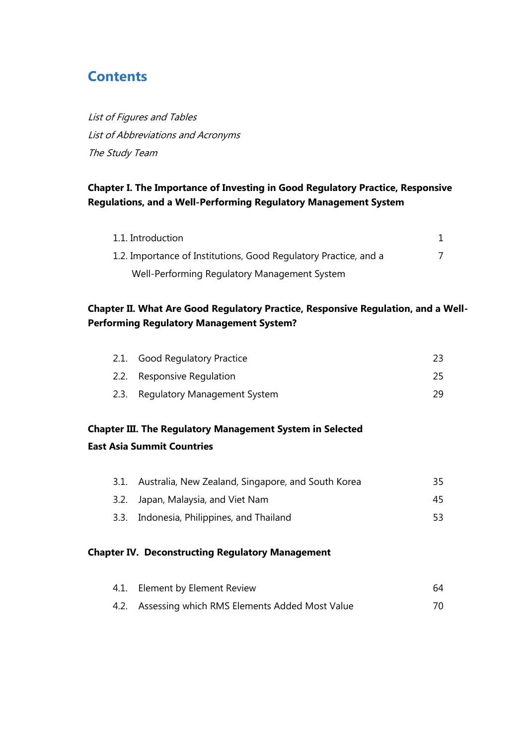# Contents

*List of Figures and Tables*
*List of Abbreviations and Acronyms*
*The Study Team*

**Chapter I. The Importance of Investing in Good Regulatory Practice, Responsive Regulations, and a Well-Performing Regulatory Management System**

| | |
|---|---|
| 1.1. Introduction | 1 |
| 1.2. Importance of Institutions, Good Regulatory Practice, and a Well-Performing Regulatory Management System | 7 |

**Chapter II. What Are Good Regulatory Practice, Responsive Regulation, and a Well-Performing Regulatory Management System?**

| | | |
|---|---|---|
| 2.1. | Good Regulatory Practice | 23 |
| 2.2. | Responsive Regulation | 25 |
| 2.3. | Regulatory Management System | 29 |

**Chapter III. The Regulatory Management System in Selected East Asia Summit Countries**

| | | |
|---|---|---|
| 3.1. | Australia, New Zealand, Singapore, and South Korea | 35 |
| 3.2. | Japan, Malaysia, and Viet Nam | 45 |
| 3.3. | Indonesia, Philippines, and Thailand | 53 |

**Chapter IV. Deconstructing Regulatory Management**

| | | |
|---|---|---|
| 4.1. | Element by Element Review | 64 |
| 4.2. | Assessing which RMS Elements Added Most Value | 70 |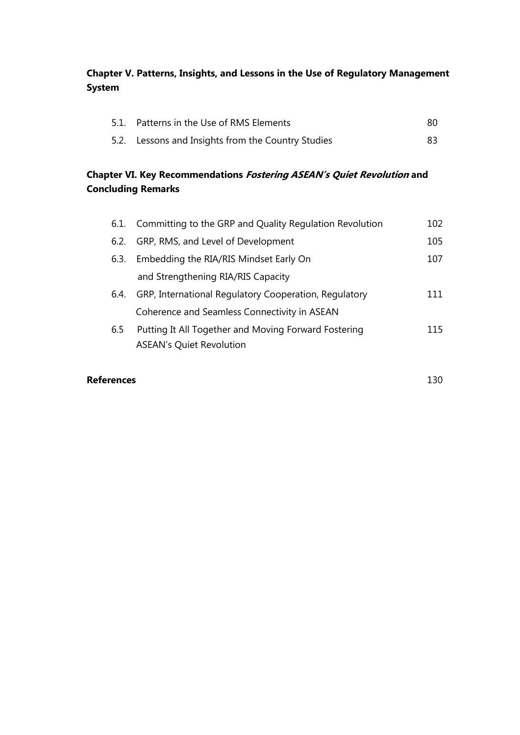**Chapter V. Patterns, Insights, and Lessons in the Use of Regulatory Management System**

| | | |
|---|---|---|
| 5.1. | Patterns in the Use of RMS Elements | 80 |
| 5.2. | Lessons and Insights from the Country Studies | 83 |

**Chapter VI. Key Recommendations *Fostering ASEAN's Quiet Revolution* and Concluding Remarks**

| | | |
|---|---|---|
| 6.1. | Committing to the GRP and Quality Regulation Revolution | 102 |
| 6.2. | GRP, RMS, and Level of Development | 105 |
| 6.3. | Embedding the RIA/RIS Mindset Early On and Strengthening RIA/RIS Capacity | 107 |
| 6.4. | GRP, International Regulatory Cooperation, Regulatory Coherence and Seamless Connectivity in ASEAN | 111 |
| 6.5 | Putting It All Together and Moving Forward Fostering ASEAN's Quiet Revolution | 115 |

**References** 130